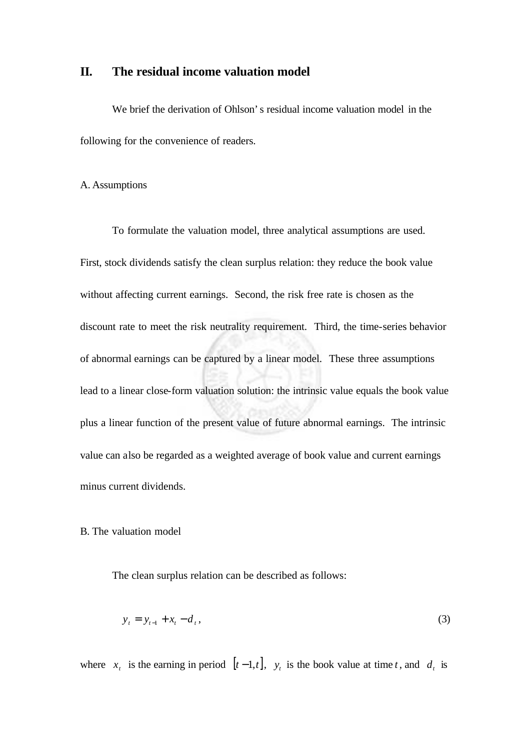## II. The residual income valuation model

We brief the derivation of Ohlson' s residual income valuation model in the following for the convenience of readers.

### A. Assumptions

To formulate the valuation model, three analytical assumptions are used. First, stock dividends satisfy the clean surplus relation: they reduce the book value without affecting current earnings. Second, the risk free rate is chosen as the discount rate to meet the risk neutrality requirement. Third, the time-series behavior of abnormal earnings can be captured by a linear model. These three assumptions lead to a linear close-form valuation solution: the intrinsic value equals the book value plus a linear function of the present value of future abnormal earnings. The intrinsic value can also be regarded as a weighted average of book value and current earnings minus current dividends.

### B. The valuation model

The clean surplus relation can be described as follows:

$$y_t = y_{t-1} + x_t - d_t, \tag{3}$$

where $x_t$ is the earning in period $[t-1, t]$, $y_t$ is the book value at time $t$, and $d_t$ is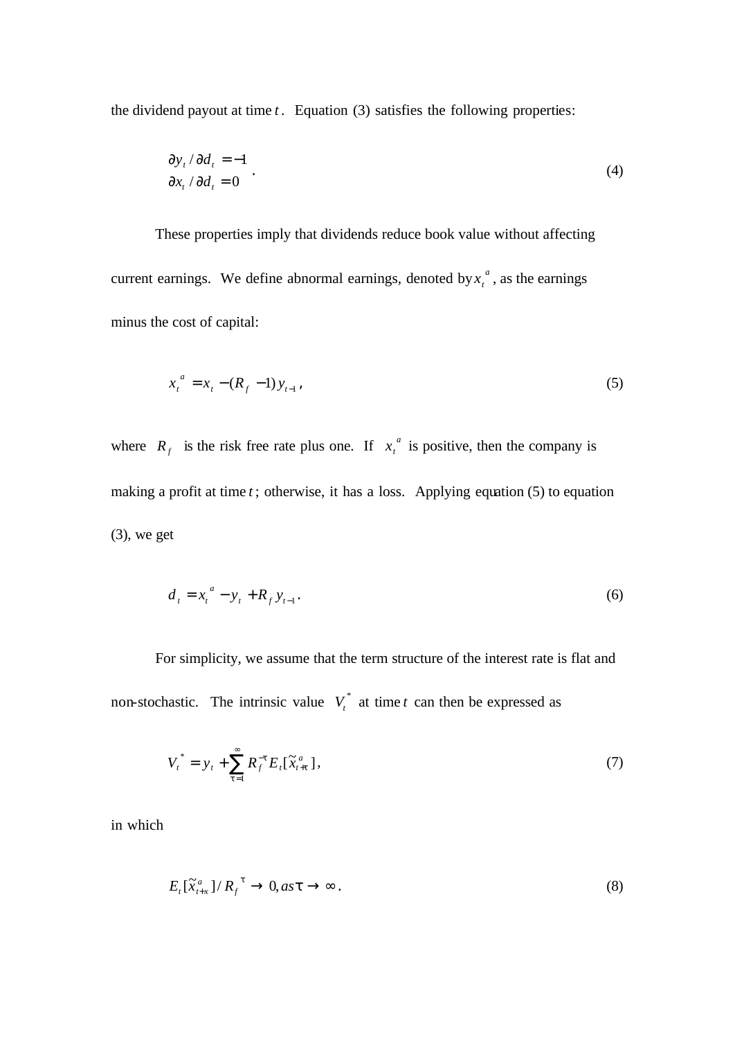the dividend payout at time $t$. Equation (3) satisfies the following properties:

$$\begin{aligned} \partial y_t / \partial d_t &= -1 \\ \partial x_t / \partial d_t &= 0 \end{aligned} . \tag{4}$$

These properties imply that dividends reduce book value without affecting current earnings. We define abnormal earnings, denoted by $x_t^a$, as the earnings minus the cost of capital:

$$x_t^a = x_t - (R_f - 1) y_{t-1}, \tag{5}$$

where $R_f$ is the risk free rate plus one. If $x_t^a$ is positive, then the company is making a profit at time $t$; otherwise, it has a loss. Applying equation (5) to equation (3), we get

$$d_t = x_t^a - y_t + R_f y_{t-1}. \tag{6}$$

For simplicity, we assume that the term structure of the interest rate is flat and non-stochastic. The intrinsic value $V_t^*$ at time $t$ can then be expressed as

$$V_t^* = y_t + \sum_{\tau=1}^{\infty} R_f^{-\tau} E_t[\tilde{x}_{t+\tau}^a], \tag{7}$$

in which

$$E_t[\tilde{x}_{t+x}^a] / R_f^{\ \tau} \rightarrow 0, as \tau \rightarrow \infty. \tag{8}$$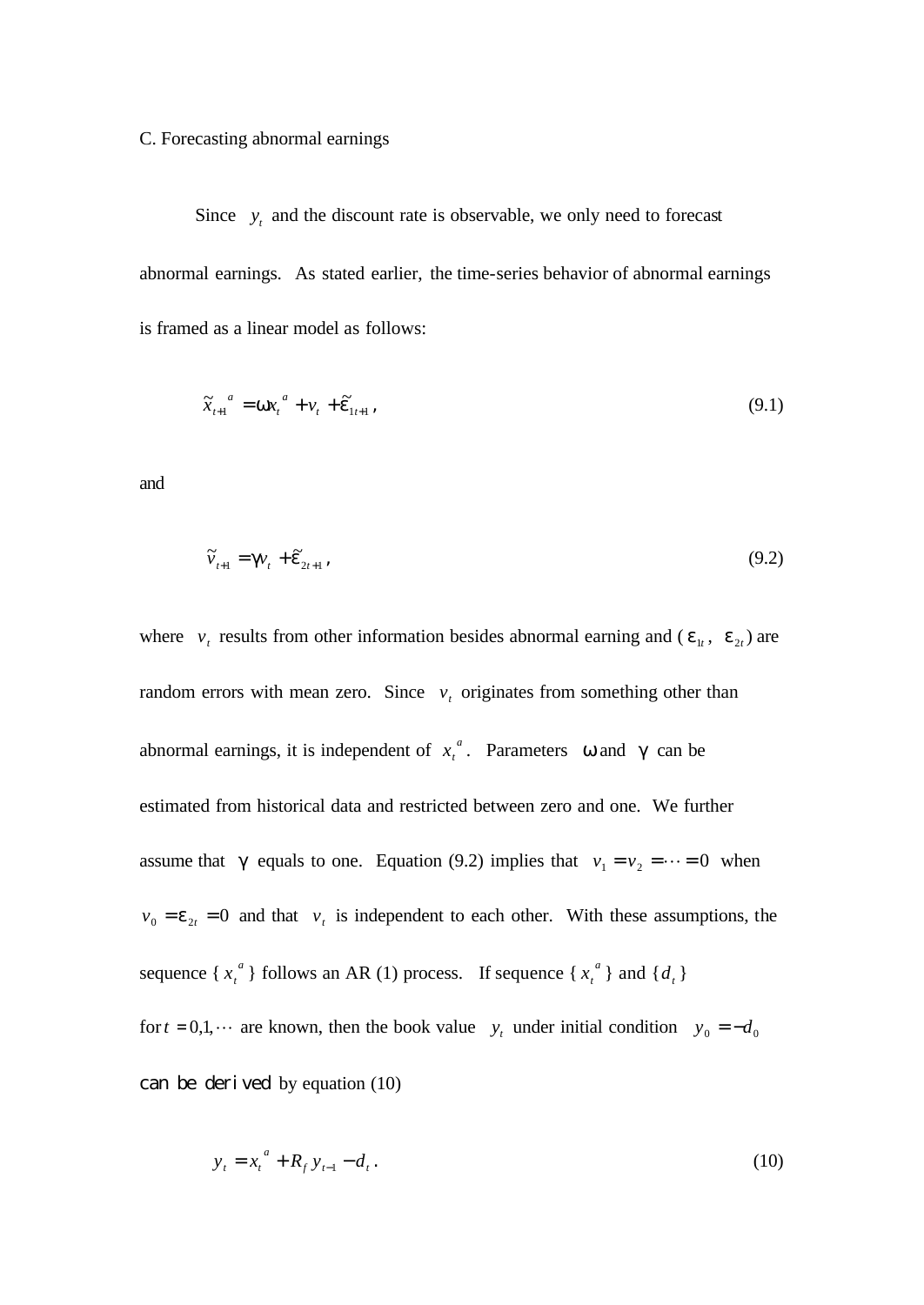C. Forecasting abnormal earnings

Since $y_t$ and the discount rate is observable, we only need to forecast abnormal earnings. As stated earlier, the time-series behavior of abnormal earnings is framed as a linear model as follows:

$$\tilde{x}_{t+1}{}^{a} = \omega x_t{}^{a} + v_t + \tilde{\varepsilon}_{1t+1}\,, \tag{9.1}$$

and

$$\tilde{v}_{t+1} = \gamma v_t + \tilde{\varepsilon}_{2t+1}\,, \tag{9.2}$$

where $v_t$ results from other information besides abnormal earning and ($\varepsilon_{1t}$, $\varepsilon_{2t}$) are random errors with mean zero. Since $v_t$ originates from something other than abnormal earnings, it is independent of $x_t{}^{a}$. Parameters $\omega$ and $\gamma$ can be estimated from historical data and restricted between zero and one. We further assume that $\gamma$ equals to one. Equation (9.2) implies that $v_1 = v_2 = \cdots = 0$ when $v_0 = \varepsilon_{2t} = 0$ and that $v_t$ is independent to each other. With these assumptions, the sequence { $x_t{}^{a}$ } follows an AR (1) process. If sequence { $x_t{}^{a}$ } and { $d_t$ } for $t = 0,1,\cdots$ are known, then the book value $y_t$ under initial condition $y_0 = -d_0$ can be derived by equation (10)

$$y_t = x_t{}^{a} + R_f\, y_{t-1} - d_t\,. \tag{10}$$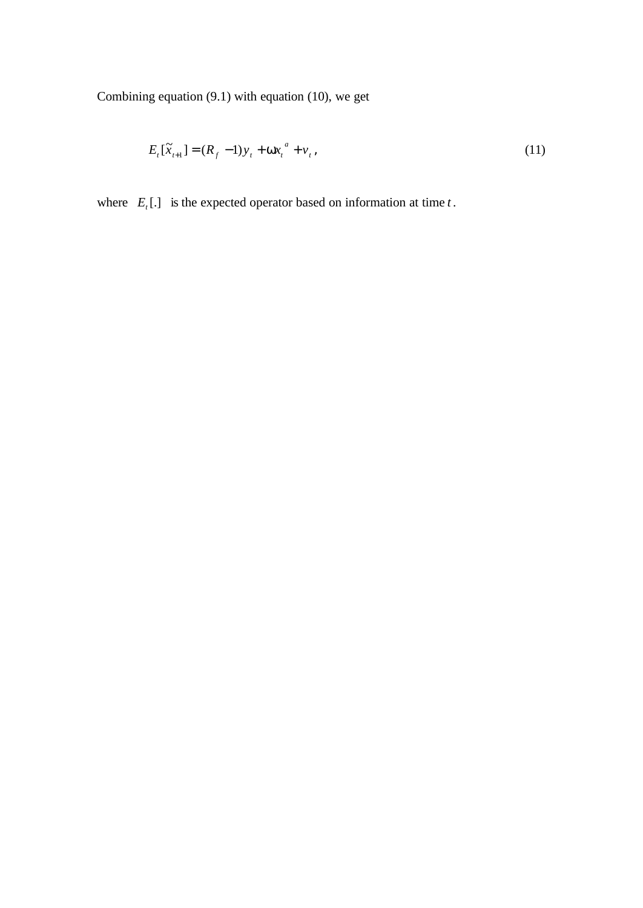Combining equation (9.1) with equation (10), we get

$$E_t[\tilde{x}_{t+1}] = (R_f - 1)y_t + \omega x_t^{\,a} + v_t \,, \tag{11}$$

where $E_t[.]$ is the expected operator based on information at time $t$.